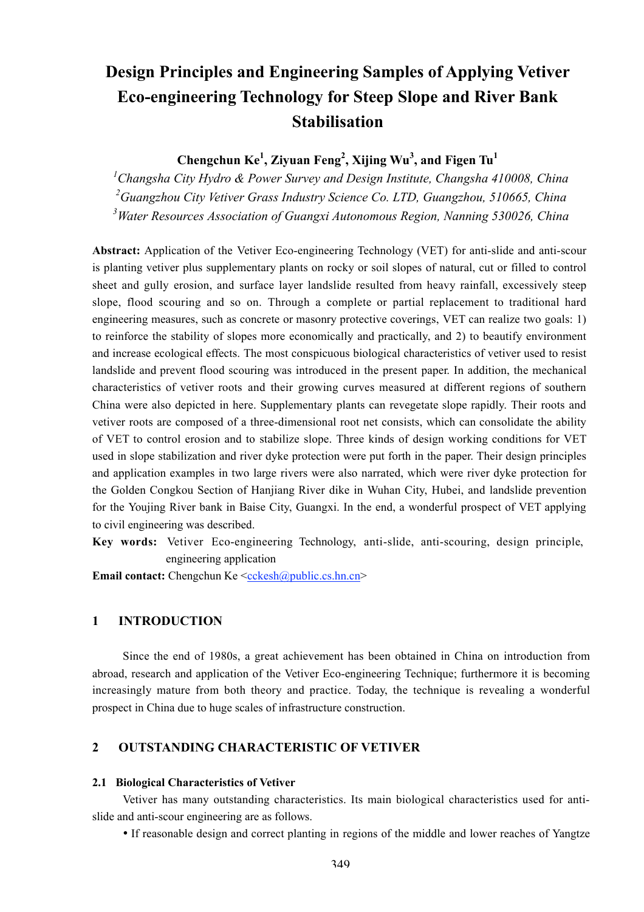# Design Principles and Engineering Samples of Applying Vetiver Eco-engineering Technology for Steep Slope and River Bank Stabilisation

**Chengchun Ke[1], Ziyuan Feng[2], Xijing Wu[3], and Figen Tu[1]**

[1]*Changsha City Hydro & Power Survey and Design Institute, Changsha 410008, China*
[2]*Guangzhou City Vetiver Grass Industry Science Co. LTD, Guangzhou, 510665, China*
[3]*Water Resources Association of Guangxi Autonomous Region, Nanning 530026, China*

**Abstract:** Application of the Vetiver Eco-engineering Technology (VET) for anti-slide and anti-scour is planting vetiver plus supplementary plants on rocky or soil slopes of natural, cut or filled to control sheet and gully erosion, and surface layer landslide resulted from heavy rainfall, excessively steep slope, flood scouring and so on. Through a complete or partial replacement to traditional hard engineering measures, such as concrete or masonry protective coverings, VET can realize two goals: 1) to reinforce the stability of slopes more economically and practically, and 2) to beautify environment and increase ecological effects. The most conspicuous biological characteristics of vetiver used to resist landslide and prevent flood scouring was introduced in the present paper. In addition, the mechanical characteristics of vetiver roots and their growing curves measured at different regions of southern China were also depicted in here. Supplementary plants can revegetate slope rapidly. Their roots and vetiver roots are composed of a three-dimensional root net consists, which can consolidate the ability of VET to control erosion and to stabilize slope. Three kinds of design working conditions for VET used in slope stabilization and river dyke protection were put forth in the paper. Their design principles and application examples in two large rivers were also narrated, which were river dyke protection for the Golden Congkou Section of Hanjiang River dike in Wuhan City, Hubei, and landslide prevention for the Youjing River bank in Baise City, Guangxi. In the end, a wonderful prospect of VET applying to civil engineering was described.

**Key words:** Vetiver Eco-engineering Technology, anti-slide, anti-scouring, design principle, engineering application

**Email contact:** Chengchun Ke <cckesh@public.cs.hn.cn>

## 1 INTRODUCTION

Since the end of 1980s, a great achievement has been obtained in China on introduction from abroad, research and application of the Vetiver Eco-engineering Technique; furthermore it is becoming increasingly mature from both theory and practice. Today, the technique is revealing a wonderful prospect in China due to huge scales of infrastructure construction.

## 2 OUTSTANDING CHARACTERISTIC OF VETIVER

### 2.1 Biological Characteristics of Vetiver

Vetiver has many outstanding characteristics. Its main biological characteristics used for anti-slide and anti-scour engineering are as follows.

- If reasonable design and correct planting in regions of the middle and lower reaches of Yangtze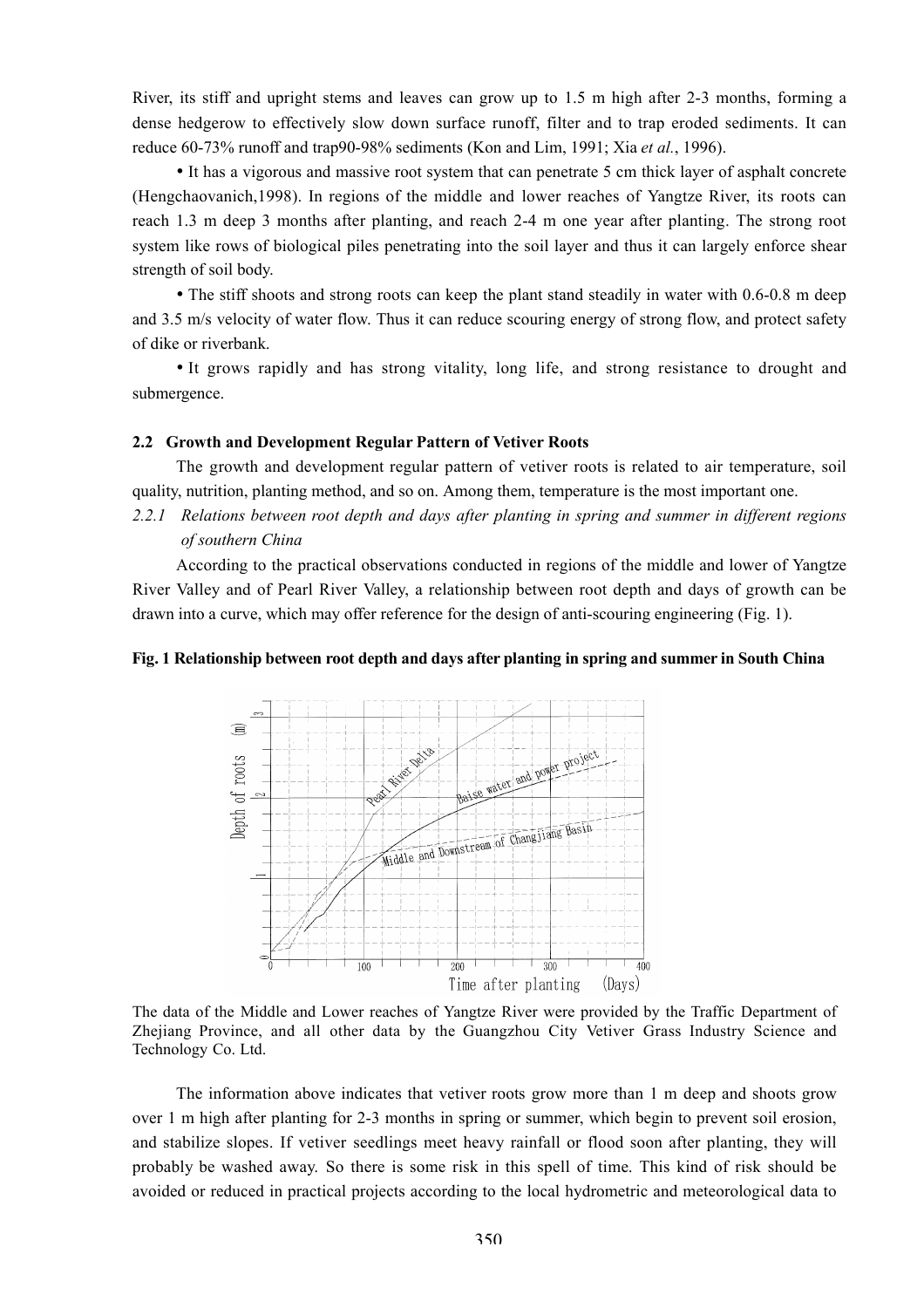River, its stiff and upright stems and leaves can grow up to 1.5 m high after 2-3 months, forming a dense hedgerow to effectively slow down surface runoff, filter and to trap eroded sediments. It can reduce 60-73% runoff and trap90-98% sediments (Kon and Lim, 1991; Xia *et al.*, 1996).

• It has a vigorous and massive root system that can penetrate 5 cm thick layer of asphalt concrete (Hengchaovanich,1998). In regions of the middle and lower reaches of Yangtze River, its roots can reach 1.3 m deep 3 months after planting, and reach 2-4 m one year after planting. The strong root system like rows of biological piles penetrating into the soil layer and thus it can largely enforce shear strength of soil body.

• The stiff shoots and strong roots can keep the plant stand steadily in water with 0.6-0.8 m deep and 3.5 m/s velocity of water flow. Thus it can reduce scouring energy of strong flow, and protect safety of dike or riverbank.

• It grows rapidly and has strong vitality, long life, and strong resistance to drought and submergence.

### 2.2 Growth and Development Regular Pattern of Vetiver Roots

The growth and development regular pattern of vetiver roots is related to air temperature, soil quality, nutrition, planting method, and so on. Among them, temperature is the most important one.

#### *2.2.1 Relations between root depth and days after planting in spring and summer in different regions of southern China*

According to the practical observations conducted in regions of the middle and lower of Yangtze River Valley and of Pearl River Valley, a relationship between root depth and days of growth can be drawn into a curve, which may offer reference for the design of anti-scouring engineering (Fig. 1).

**Fig. 1 Relationship between root depth and days after planting in spring and summer in South China**

The data of the Middle and Lower reaches of Yangtze River were provided by the Traffic Department of Zhejiang Province, and all other data by the Guangzhou City Vetiver Grass Industry Science and Technology Co. Ltd.

The information above indicates that vetiver roots grow more than 1 m deep and shoots grow over 1 m high after planting for 2-3 months in spring or summer, which begin to prevent soil erosion, and stabilize slopes. If vetiver seedlings meet heavy rainfall or flood soon after planting, they will probably be washed away. So there is some risk in this spell of time. This kind of risk should be avoided or reduced in practical projects according to the local hydrometric and meteorological data to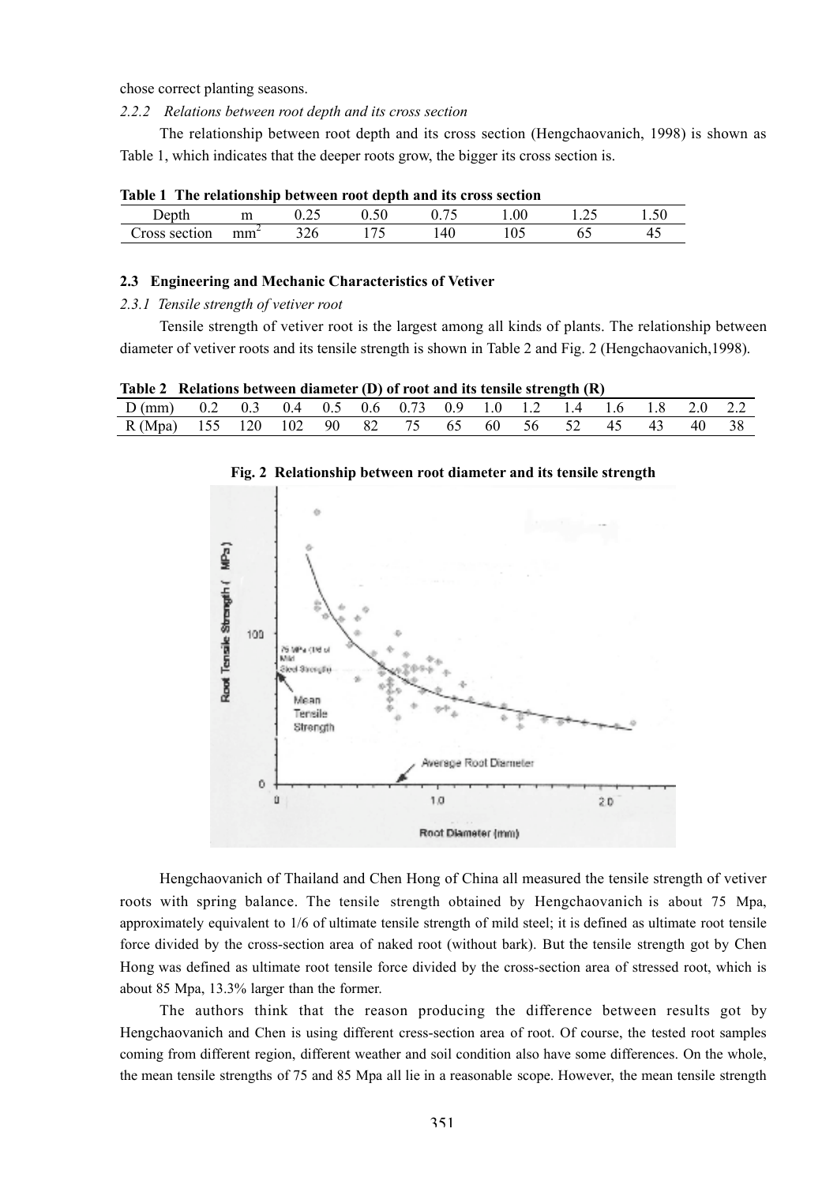chose correct planting seasons.

*2.2.2 Relations between root depth and its cross section*

The relationship between root depth and its cross section (Hengchaovanich, 1998) is shown as Table 1, which indicates that the deeper roots grow, the bigger its cross section is.

**Table 1 The relationship between root depth and its cross section**

| Depth | m | 0.25 | 0.50 | 0.75 | 1.00 | 1.25 | 1.50 |
|---|---|---|---|---|---|---|---|
| Cross section | $mm^2$ | 326 | 175 | 140 | 105 | 65 | 45 |

### 2.3 Engineering and Mechanic Characteristics of Vetiver

*2.3.1 Tensile strength of vetiver root*

Tensile strength of vetiver root is the largest among all kinds of plants. The relationship between diameter of vetiver roots and its tensile strength is shown in Table 2 and Fig. 2 (Hengchaovanich,1998).

**Table 2 Relations between diameter (D) of root and its tensile strength (R)**

| D (mm) | 0.2 | 0.3 | 0.4 | 0.5 | 0.6 | 0.73 | 0.9 | 1.0 | 1.2 | 1.4 | 1.6 | 1.8 | 2.0 | 2.2 |
|---|---|---|---|---|---|---|---|---|---|---|---|---|---|---|
| R (Mpa) | 155 | 120 | 102 | 90 | 82 | 75 | 65 | 60 | 56 | 52 | 45 | 43 | 40 | 38 |

**Fig. 2 Relationship between root diameter and its tensile strength**

Hengchaovanich of Thailand and Chen Hong of China all measured the tensile strength of vetiver roots with spring balance. The tensile strength obtained by Hengchaovanich is about 75 Mpa, approximately equivalent to 1/6 of ultimate tensile strength of mild steel; it is defined as ultimate root tensile force divided by the cross-section area of naked root (without bark). But the tensile strength got by Chen Hong was defined as ultimate root tensile force divided by the cross-section area of stressed root, which is about 85 Mpa, 13.3% larger than the former.

The authors think that the reason producing the difference between results got by Hengchaovanich and Chen is using different cress-section area of root. Of course, the tested root samples coming from different region, different weather and soil condition also have some differences. On the whole, the mean tensile strengths of 75 and 85 Mpa all lie in a reasonable scope. However, the mean tensile strength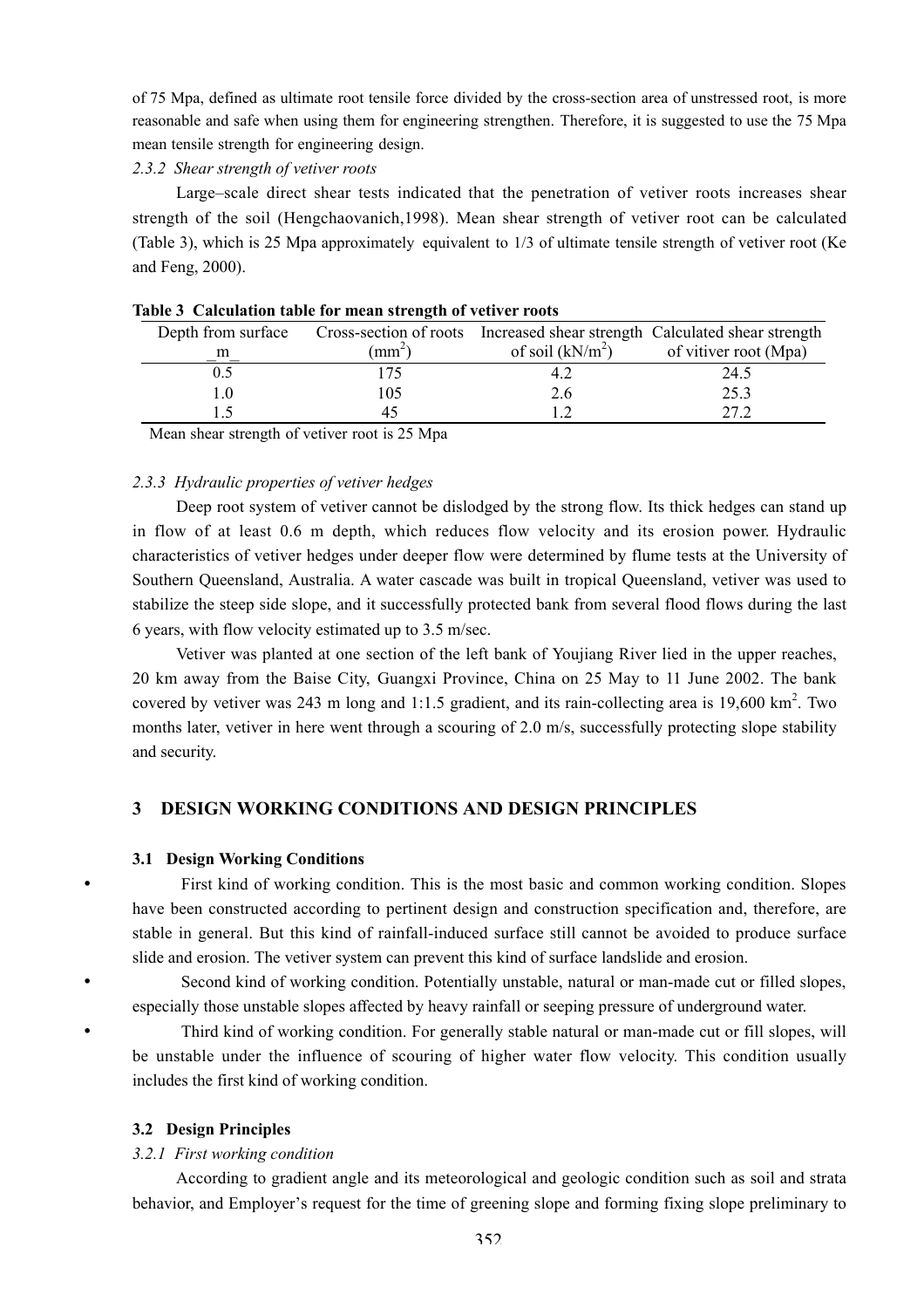of 75 Mpa, defined as ultimate root tensile force divided by the cross-section area of unstressed root, is more reasonable and safe when using them for engineering strengthen. Therefore, it is suggested to use the 75 Mpa mean tensile strength for engineering design.

#### *2.3.2 Shear strength of vetiver roots*

Large–scale direct shear tests indicated that the penetration of vetiver roots increases shear strength of the soil (Hengchaovanich,1998). Mean shear strength of vetiver root can be calculated (Table 3), which is 25 Mpa approximately equivalent to 1/3 of ultimate tensile strength of vetiver root (Ke and Feng, 2000).

**Table 3 Calculation table for mean strength of vetiver roots**

| Depth from surface _m_ | Cross-section of roots ($mm^2$) | Increased shear strength of soil ($kN/m^2$) | Calculated shear strength of vitiver root (Mpa) |
|---|---|---|---|
| 0.5 | 175 | 4.2 | 24.5 |
| 1.0 | 105 | 2.6 | 25.3 |
| 1.5 | 45 | 1.2 | 27.2 |

Mean shear strength of vetiver root is 25 Mpa

#### *2.3.3 Hydraulic properties of vetiver hedges*

Deep root system of vetiver cannot be dislodged by the strong flow. Its thick hedges can stand up in flow of at least 0.6 m depth, which reduces flow velocity and its erosion power. Hydraulic characteristics of vetiver hedges under deeper flow were determined by flume tests at the University of Southern Queensland, Australia. A water cascade was built in tropical Queensland, vetiver was used to stabilize the steep side slope, and it successfully protected bank from several flood flows during the last 6 years, with flow velocity estimated up to 3.5 m/sec.

Vetiver was planted at one section of the left bank of Youjiang River lied in the upper reaches, 20 km away from the Baise City, Guangxi Province, China on 25 May to 11 June 2002. The bank covered by vetiver was 243 m long and 1:1.5 gradient, and its rain-collecting area is 19,600 $km^2$. Two months later, vetiver in here went through a scouring of 2.0 m/s, successfully protecting slope stability and security.

## 3 DESIGN WORKING CONDITIONS AND DESIGN PRINCIPLES

### 3.1 Design Working Conditions

- First kind of working condition. This is the most basic and common working condition. Slopes have been constructed according to pertinent design and construction specification and, therefore, are stable in general. But this kind of rainfall-induced surface still cannot be avoided to produce surface slide and erosion. The vetiver system can prevent this kind of surface landslide and erosion.
- Second kind of working condition. Potentially unstable, natural or man-made cut or filled slopes, especially those unstable slopes affected by heavy rainfall or seeping pressure of underground water.
- Third kind of working condition. For generally stable natural or man-made cut or fill slopes, will be unstable under the influence of scouring of higher water flow velocity. This condition usually includes the first kind of working condition.

### 3.2 Design Principles

#### *3.2.1 First working condition*

According to gradient angle and its meteorological and geologic condition such as soil and strata behavior, and Employer's request for the time of greening slope and forming fixing slope preliminary to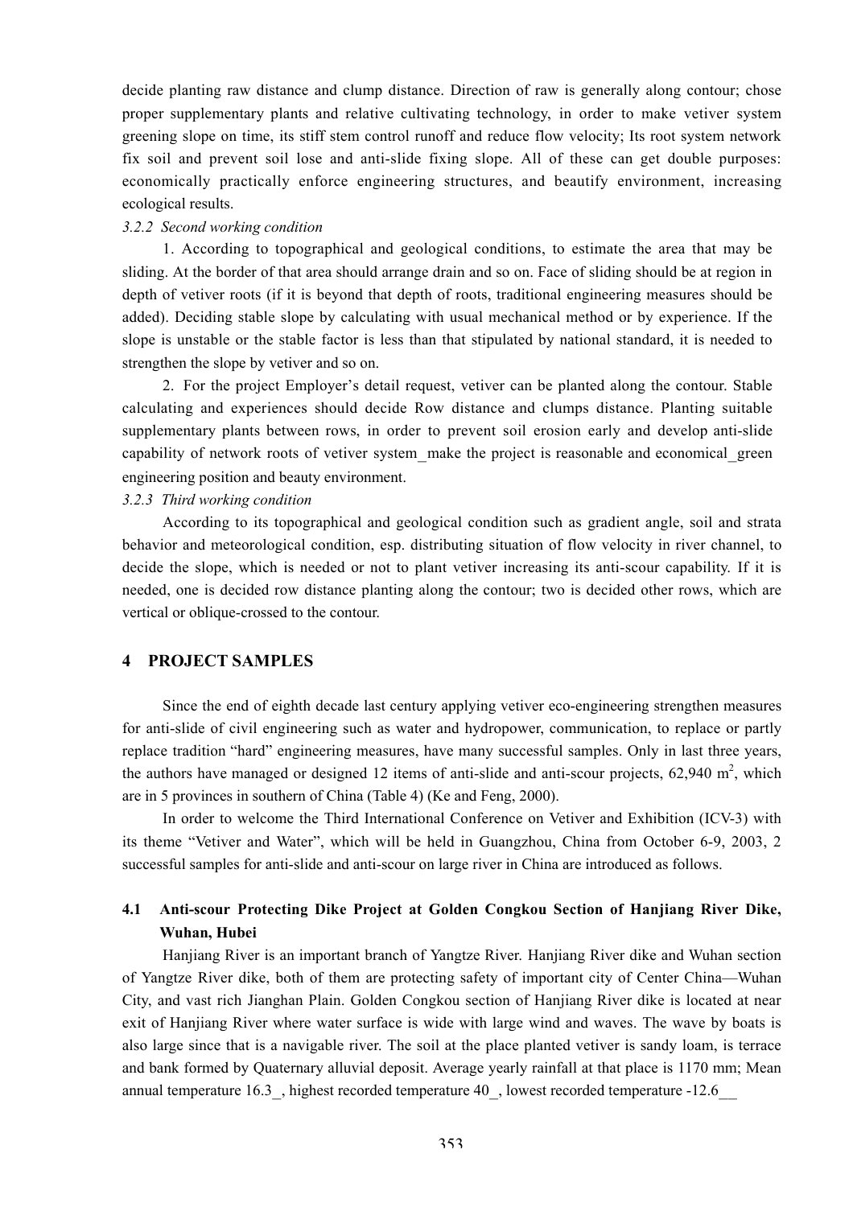decide planting raw distance and clump distance. Direction of raw is generally along contour; chose proper supplementary plants and relative cultivating technology, in order to make vetiver system greening slope on time, its stiff stem control runoff and reduce flow velocity; Its root system network fix soil and prevent soil lose and anti-slide fixing slope. All of these can get double purposes: economically practically enforce engineering structures, and beautify environment, increasing ecological results.

*3.2.2 Second working condition*

1. According to topographical and geological conditions, to estimate the area that may be sliding. At the border of that area should arrange drain and so on. Face of sliding should be at region in depth of vetiver roots (if it is beyond that depth of roots, traditional engineering measures should be added). Deciding stable slope by calculating with usual mechanical method or by experience. If the slope is unstable or the stable factor is less than that stipulated by national standard, it is needed to strengthen the slope by vetiver and so on.

2. For the project Employer's detail request, vetiver can be planted along the contour. Stable calculating and experiences should decide Row distance and clumps distance. Planting suitable supplementary plants between rows, in order to prevent soil erosion early and develop anti-slide capability of network roots of vetiver system_make the project is reasonable and economical_green engineering position and beauty environment.

*3.2.3 Third working condition*

According to its topographical and geological condition such as gradient angle, soil and strata behavior and meteorological condition, esp. distributing situation of flow velocity in river channel, to decide the slope, which is needed or not to plant vetiver increasing its anti-scour capability. If it is needed, one is decided row distance planting along the contour; two is decided other rows, which are vertical or oblique-crossed to the contour.

## 4 PROJECT SAMPLES

Since the end of eighth decade last century applying vetiver eco-engineering strengthen measures for anti-slide of civil engineering such as water and hydropower, communication, to replace or partly replace tradition "hard" engineering measures, have many successful samples. Only in last three years, the authors have managed or designed 12 items of anti-slide and anti-scour projects, 62,940 $m^2$, which are in 5 provinces in southern of China (Table 4) (Ke and Feng, 2000).

In order to welcome the Third International Conference on Vetiver and Exhibition (ICV-3) with its theme "Vetiver and Water", which will be held in Guangzhou, China from October 6-9, 2003, 2 successful samples for anti-slide and anti-scour on large river in China are introduced as follows.

### 4.1 Anti-scour Protecting Dike Project at Golden Congkou Section of Hanjiang River Dike, Wuhan, Hubei

Hanjiang River is an important branch of Yangtze River. Hanjiang River dike and Wuhan section of Yangtze River dike, both of them are protecting safety of important city of Center China—Wuhan City, and vast rich Jianghan Plain. Golden Congkou section of Hanjiang River dike is located at near exit of Hanjiang River where water surface is wide with large wind and waves. The wave by boats is also large since that is a navigable river. The soil at the place planted vetiver is sandy loam, is terrace and bank formed by Quaternary alluvial deposit. Average yearly rainfall at that place is 1170 mm; Mean annual temperature 16.3_, highest recorded temperature 40_, lowest recorded temperature -12.6__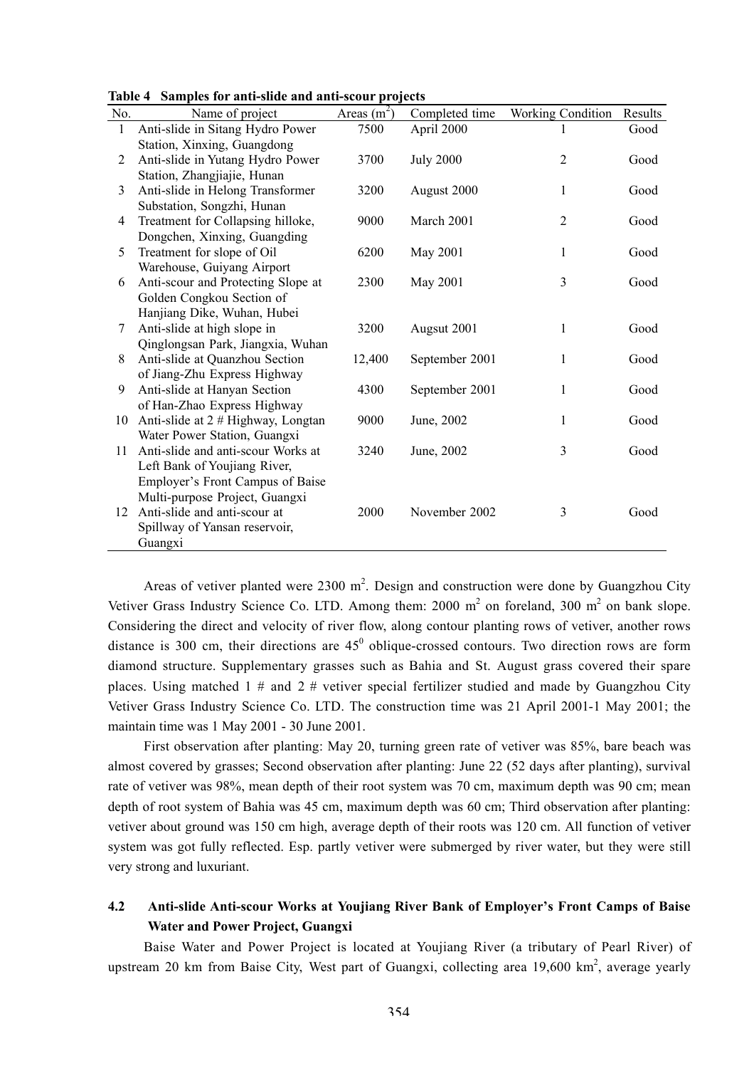**Table 4 Samples for anti-slide and anti-scour projects**

| No. | Name of project | Areas ($m^2$) | Completed time | Working Condition | Results |
|---|---|---|---|---|---|
| 1 | Anti-slide in Sitang Hydro Power Station, Xinxing, Guangdong | 7500 | April 2000 | 1 | Good |
| 2 | Anti-slide in Yutang Hydro Power Station, Zhangjiajie, Hunan | 3700 | July 2000 | 2 | Good |
| 3 | Anti-slide in Helong Transformer Substation, Songzhi, Hunan | 3200 | August 2000 | 1 | Good |
| 4 | Treatment for Collapsing hilloke, Dongchen, Xinxing, Guangding | 9000 | March 2001 | 2 | Good |
| 5 | Treatment for slope of Oil Warehouse, Guiyang Airport | 6200 | May 2001 | 1 | Good |
| 6 | Anti-scour and Protecting Slope at Golden Congkou Section of Hanjiang Dike, Wuhan, Hubei | 2300 | May 2001 | 3 | Good |
| 7 | Anti-slide at high slope in Qinglongsan Park, Jiangxia, Wuhan | 3200 | Augsut 2001 | 1 | Good |
| 8 | Anti-slide at Quanzhou Section of Jiang-Zhu Express Highway | 12,400 | September 2001 | 1 | Good |
| 9 | Anti-slide at Hanyan Section of Han-Zhao Express Highway | 4300 | September 2001 | 1 | Good |
| 10 | Anti-slide at 2 # Highway, Longtan Water Power Station, Guangxi | 9000 | June, 2002 | 1 | Good |
| 11 | Anti-slide and anti-scour Works at Left Bank of Youjiang River, Employer's Front Campus of Baise Multi-purpose Project, Guangxi | 3240 | June, 2002 | 3 | Good |
| 12 | Anti-slide and anti-scour at Spillway of Yansan reservoir, Guangxi | 2000 | November 2002 | 3 | Good |

Areas of vetiver planted were 2300 $m^2$. Design and construction were done by Guangzhou City Vetiver Grass Industry Science Co. LTD. Among them: 2000 $m^2$ on foreland, 300 $m^2$ on bank slope. Considering the direct and velocity of river flow, along contour planting rows of vetiver, another rows distance is 300 cm, their directions are $45^0$ oblique-crossed contours. Two direction rows are form diamond structure. Supplementary grasses such as Bahia and St. August grass covered their spare places. Using matched 1 # and 2 # vetiver special fertilizer studied and made by Guangzhou City Vetiver Grass Industry Science Co. LTD. The construction time was 21 April 2001-1 May 2001; the maintain time was 1 May 2001 - 30 June 2001.

First observation after planting: May 20, turning green rate of vetiver was 85%, bare beach was almost covered by grasses; Second observation after planting: June 22 (52 days after planting), survival rate of vetiver was 98%, mean depth of their root system was 70 cm, maximum depth was 90 cm; mean depth of root system of Bahia was 45 cm, maximum depth was 60 cm; Third observation after planting: vetiver about ground was 150 cm high, average depth of their roots was 120 cm. All function of vetiver system was got fully reflected. Esp. partly vetiver were submerged by river water, but they were still very strong and luxuriant.

### 4.2 Anti-slide Anti-scour Works at Youjiang River Bank of Employer's Front Camps of Baise Water and Power Project, Guangxi

Baise Water and Power Project is located at Youjiang River (a tributary of Pearl River) of upstream 20 km from Baise City, West part of Guangxi, collecting area 19,600 $km^2$, average yearly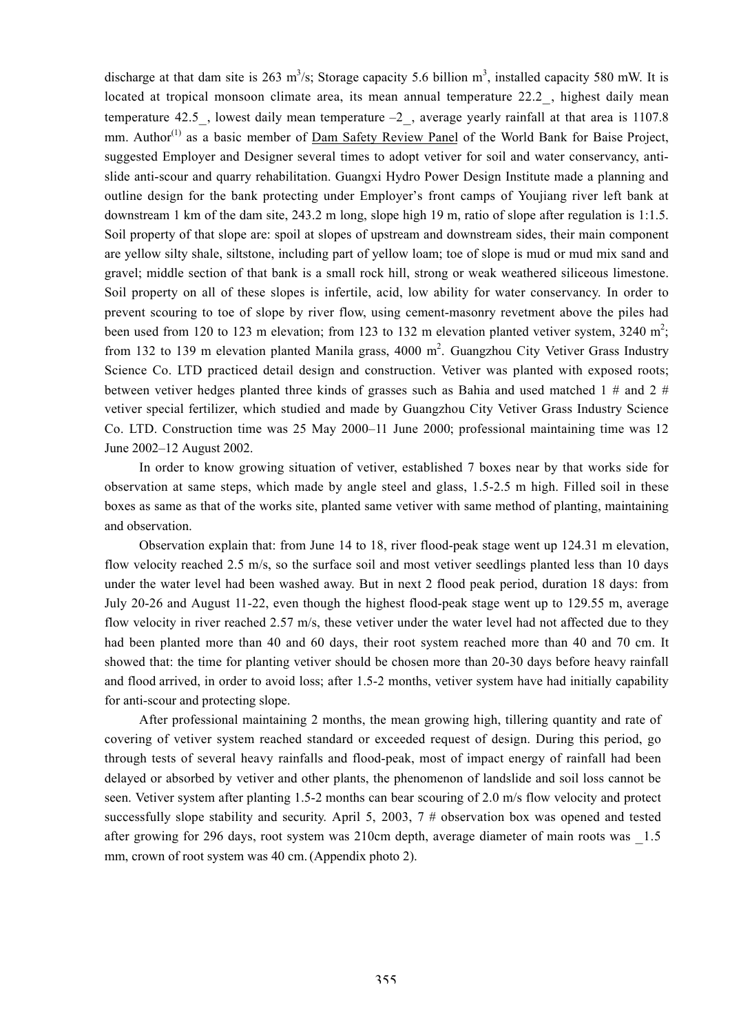discharge at that dam site is 263 $m^3$/s; Storage capacity 5.6 billion $m^3$, installed capacity 580 mW. It is located at tropical monsoon climate area, its mean annual temperature 22.2_, highest daily mean temperature 42.5_, lowest daily mean temperature –2_, average yearly rainfall at that area is 1107.8 mm. Author[1] as a basic member of Dam Safety Review Panel of the World Bank for Baise Project, suggested Employer and Designer several times to adopt vetiver for soil and water conservancy, anti-slide anti-scour and quarry rehabilitation. Guangxi Hydro Power Design Institute made a planning and outline design for the bank protecting under Employer's front camps of Youjiang river left bank at downstream 1 km of the dam site, 243.2 m long, slope high 19 m, ratio of slope after regulation is 1:1.5. Soil property of that slope are: spoil at slopes of upstream and downstream sides, their main component are yellow silty shale, siltstone, including part of yellow loam; toe of slope is mud or mud mix sand and gravel; middle section of that bank is a small rock hill, strong or weak weathered siliceous limestone. Soil property on all of these slopes is infertile, acid, low ability for water conservancy. In order to prevent scouring to toe of slope by river flow, using cement-masonry revetment above the piles had been used from 120 to 123 m elevation; from 123 to 132 m elevation planted vetiver system, 3240 $m^2$; from 132 to 139 m elevation planted Manila grass, 4000 $m^2$. Guangzhou City Vetiver Grass Industry Science Co. LTD practiced detail design and construction. Vetiver was planted with exposed roots; between vetiver hedges planted three kinds of grasses such as Bahia and used matched 1 # and 2 # vetiver special fertilizer, which studied and made by Guangzhou City Vetiver Grass Industry Science Co. LTD. Construction time was 25 May 2000–11 June 2000; professional maintaining time was 12 June 2002–12 August 2002.

In order to know growing situation of vetiver, established 7 boxes near by that works side for observation at same steps, which made by angle steel and glass, 1.5-2.5 m high. Filled soil in these boxes as same as that of the works site, planted same vetiver with same method of planting, maintaining and observation.

Observation explain that: from June 14 to 18, river flood-peak stage went up 124.31 m elevation, flow velocity reached 2.5 m/s, so the surface soil and most vetiver seedlings planted less than 10 days under the water level had been washed away. But in next 2 flood peak period, duration 18 days: from July 20-26 and August 11-22, even though the highest flood-peak stage went up to 129.55 m, average flow velocity in river reached 2.57 m/s, these vetiver under the water level had not affected due to they had been planted more than 40 and 60 days, their root system reached more than 40 and 70 cm. It showed that: the time for planting vetiver should be chosen more than 20-30 days before heavy rainfall and flood arrived, in order to avoid loss; after 1.5-2 months, vetiver system have had initially capability for anti-scour and protecting slope.

After professional maintaining 2 months, the mean growing high, tillering quantity and rate of covering of vetiver system reached standard or exceeded request of design. During this period, go through tests of several heavy rainfalls and flood-peak, most of impact energy of rainfall had been delayed or absorbed by vetiver and other plants, the phenomenon of landslide and soil loss cannot be seen. Vetiver system after planting 1.5-2 months can bear scouring of 2.0 m/s flow velocity and protect successfully slope stability and security. April 5, 2003, 7 # observation box was opened and tested after growing for 296 days, root system was 210cm depth, average diameter of main roots was _1.5 mm, crown of root system was 40 cm. (Appendix photo 2).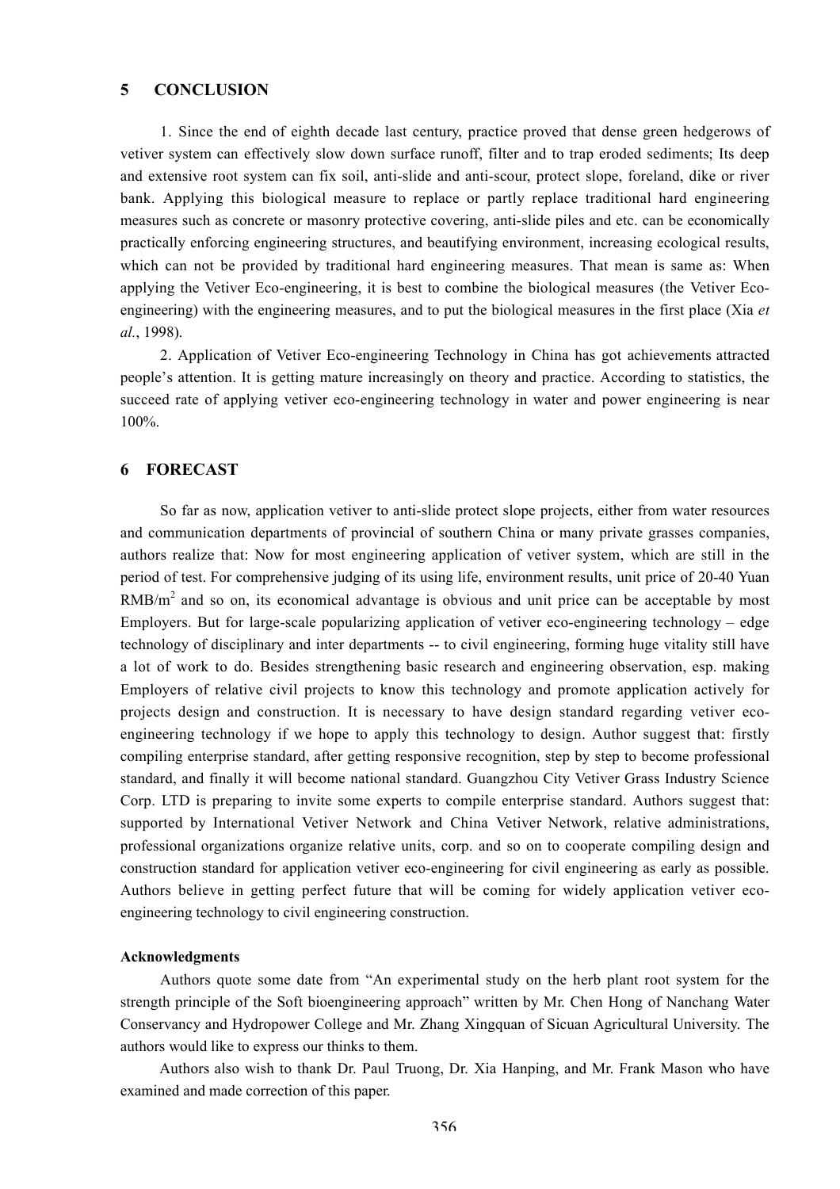## 5 CONCLUSION

1. Since the end of eighth decade last century, practice proved that dense green hedgerows of vetiver system can effectively slow down surface runoff, filter and to trap eroded sediments; Its deep and extensive root system can fix soil, anti-slide and anti-scour, protect slope, foreland, dike or river bank. Applying this biological measure to replace or partly replace traditional hard engineering measures such as concrete or masonry protective covering, anti-slide piles and etc. can be economically practically enforcing engineering structures, and beautifying environment, increasing ecological results, which can not be provided by traditional hard engineering measures. That mean is same as: When applying the Vetiver Eco-engineering, it is best to combine the biological measures (the Vetiver Eco-engineering) with the engineering measures, and to put the biological measures in the first place (Xia *et al.*, 1998).

2. Application of Vetiver Eco-engineering Technology in China has got achievements attracted people's attention. It is getting mature increasingly on theory and practice. According to statistics, the succeed rate of applying vetiver eco-engineering technology in water and power engineering is near 100%.

## 6 FORECAST

So far as now, application vetiver to anti-slide protect slope projects, either from water resources and communication departments of provincial of southern China or many private grasses companies, authors realize that: Now for most engineering application of vetiver system, which are still in the period of test. For comprehensive judging of its using life, environment results, unit price of 20-40 Yuan RMB/m$^2$ and so on, its economical advantage is obvious and unit price can be acceptable by most Employers. But for large-scale popularizing application of vetiver eco-engineering technology – edge technology of disciplinary and inter departments -- to civil engineering, forming huge vitality still have a lot of work to do. Besides strengthening basic research and engineering observation, esp. making Employers of relative civil projects to know this technology and promote application actively for projects design and construction. It is necessary to have design standard regarding vetiver eco-engineering technology if we hope to apply this technology to design. Author suggest that: firstly compiling enterprise standard, after getting responsive recognition, step by step to become professional standard, and finally it will become national standard. Guangzhou City Vetiver Grass Industry Science Corp. LTD is preparing to invite some experts to compile enterprise standard. Authors suggest that: supported by International Vetiver Network and China Vetiver Network, relative administrations, professional organizations organize relative units, corp. and so on to cooperate compiling design and construction standard for application vetiver eco-engineering for civil engineering as early as possible. Authors believe in getting perfect future that will be coming for widely application vetiver eco-engineering technology to civil engineering construction.

#### Acknowledgments

Authors quote some date from "An experimental study on the herb plant root system for the strength principle of the Soft bioengineering approach" written by Mr. Chen Hong of Nanchang Water Conservancy and Hydropower College and Mr. Zhang Xingquan of Sicuan Agricultural University. The authors would like to express our thinks to them.

Authors also wish to thank Dr. Paul Truong, Dr. Xia Hanping, and Mr. Frank Mason who have examined and made correction of this paper.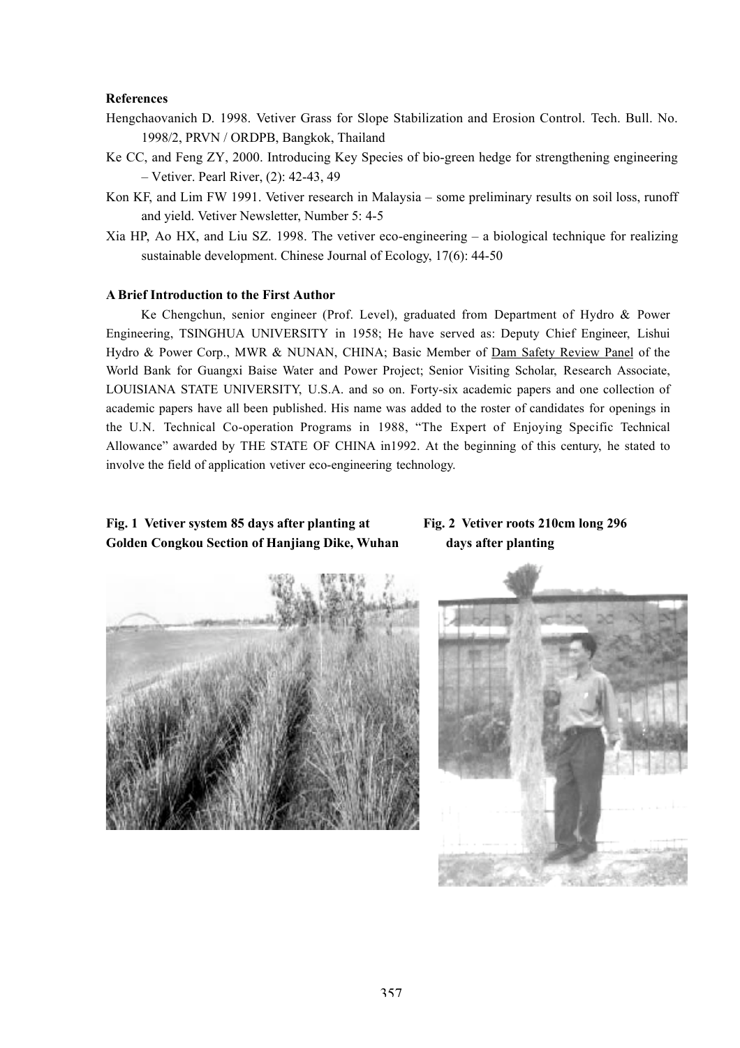**References**

Hengchaovanich D. 1998. Vetiver Grass for Slope Stabilization and Erosion Control. Tech. Bull. No. 1998/2, PRVN / ORDPB, Bangkok, Thailand

Ke CC, and Feng ZY, 2000. Introducing Key Species of bio-green hedge for strengthening engineering – Vetiver. Pearl River, (2): 42-43, 49

Kon KF, and Lim FW 1991. Vetiver research in Malaysia – some preliminary results on soil loss, runoff and yield. Vetiver Newsletter, Number 5: 4-5

Xia HP, Ao HX, and Liu SZ. 1998. The vetiver eco-engineering – a biological technique for realizing sustainable development. Chinese Journal of Ecology, 17(6): 44-50

**A Brief Introduction to the First Author**

Ke Chengchun, senior engineer (Prof. Level), graduated from Department of Hydro & Power Engineering, TSINGHUA UNIVERSITY in 1958; He have served as: Deputy Chief Engineer, Lishui Hydro & Power Corp., MWR & NUNAN, CHINA; Basic Member of Dam Safety Review Panel of the World Bank for Guangxi Baise Water and Power Project; Senior Visiting Scholar, Research Associate, LOUISIANA STATE UNIVERSITY, U.S.A. and so on. Forty-six academic papers and one collection of academic papers have all been published. His name was added to the roster of candidates for openings in the U.N. Technical Co-operation Programs in 1988, "The Expert of Enjoying Specific Technical Allowance" awarded by THE STATE OF CHINA in1992. At the beginning of this century, he stated to involve the field of application vetiver eco-engineering technology.

**Fig. 1 Vetiver system 85 days after planting at Golden Congkou Section of Hanjiang Dike, Wuhan**

**Fig. 2 Vetiver roots 210cm long 296 days after planting**